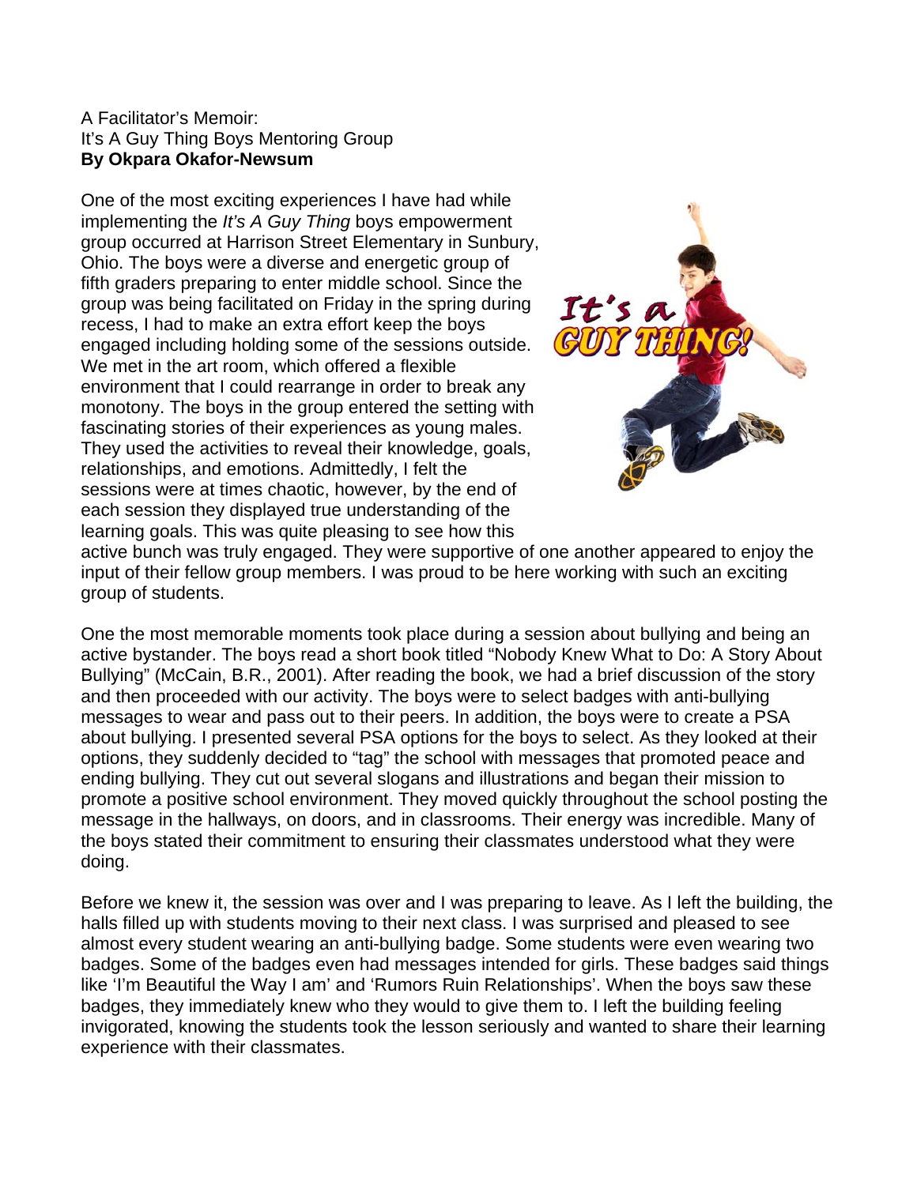A Facilitator's Memoir:
It's A Guy Thing Boys Mentoring Group
**By Okpara Okafor-Newsum**

One of the most exciting experiences I have had while implementing the *It's A Guy Thing* boys empowerment group occurred at Harrison Street Elementary in Sunbury, Ohio. The boys were a diverse and energetic group of fifth graders preparing to enter middle school. Since the group was being facilitated on Friday in the spring during recess, I had to make an extra effort keep the boys engaged including holding some of the sessions outside. We met in the art room, which offered a flexible environment that I could rearrange in order to break any monotony. The boys in the group entered the setting with fascinating stories of their experiences as young males. They used the activities to reveal their knowledge, goals, relationships, and emotions. Admittedly, I felt the sessions were at times chaotic, however, by the end of each session they displayed true understanding of the learning goals. This was quite pleasing to see how this active bunch was truly engaged. They were supportive of one another appeared to enjoy the input of their fellow group members. I was proud to be here working with such an exciting group of students.

One the most memorable moments took place during a session about bullying and being an active bystander. The boys read a short book titled "Nobody Knew What to Do: A Story About Bullying" (McCain, B.R., 2001). After reading the book, we had a brief discussion of the story and then proceeded with our activity. The boys were to select badges with anti-bullying messages to wear and pass out to their peers. In addition, the boys were to create a PSA about bullying. I presented several PSA options for the boys to select. As they looked at their options, they suddenly decided to "tag" the school with messages that promoted peace and ending bullying. They cut out several slogans and illustrations and began their mission to promote a positive school environment. They moved quickly throughout the school posting the message in the hallways, on doors, and in classrooms. Their energy was incredible. Many of the boys stated their commitment to ensuring their classmates understood what they were doing.

Before we knew it, the session was over and I was preparing to leave. As I left the building, the halls filled up with students moving to their next class. I was surprised and pleased to see almost every student wearing an anti-bullying badge. Some students were even wearing two badges. Some of the badges even had messages intended for girls. These badges said things like 'I'm Beautiful the Way I am' and 'Rumors Ruin Relationships'. When the boys saw these badges, they immediately knew who they would to give them to. I left the building feeling invigorated, knowing the students took the lesson seriously and wanted to share their learning experience with their classmates.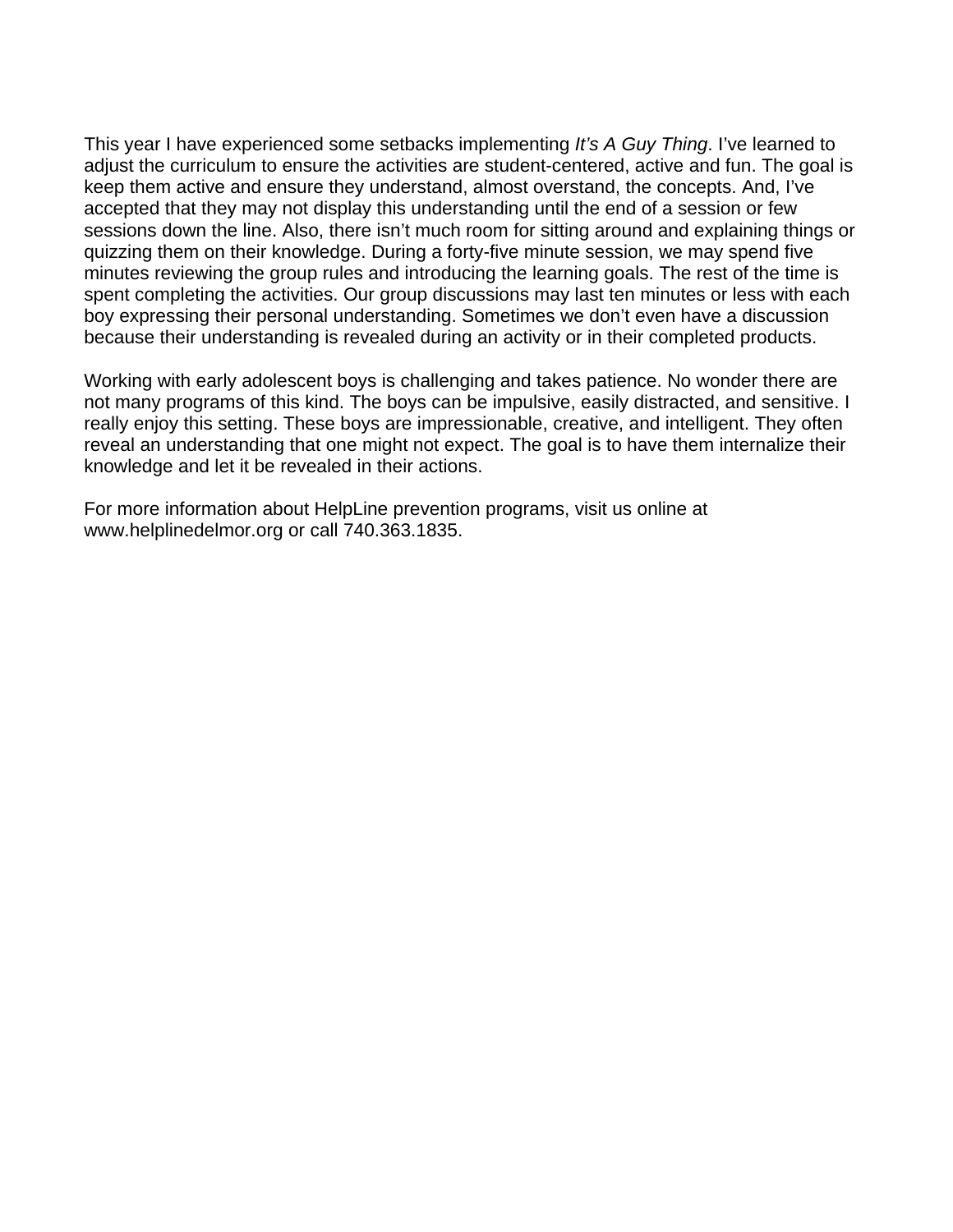This year I have experienced some setbacks implementing *It's A Guy Thing*. I've learned to adjust the curriculum to ensure the activities are student-centered, active and fun. The goal is keep them active and ensure they understand, almost overstand, the concepts. And, I've accepted that they may not display this understanding until the end of a session or few sessions down the line. Also, there isn't much room for sitting around and explaining things or quizzing them on their knowledge. During a forty-five minute session, we may spend five minutes reviewing the group rules and introducing the learning goals. The rest of the time is spent completing the activities. Our group discussions may last ten minutes or less with each boy expressing their personal understanding. Sometimes we don't even have a discussion because their understanding is revealed during an activity or in their completed products.

Working with early adolescent boys is challenging and takes patience. No wonder there are not many programs of this kind. The boys can be impulsive, easily distracted, and sensitive. I really enjoy this setting. These boys are impressionable, creative, and intelligent. They often reveal an understanding that one might not expect. The goal is to have them internalize their knowledge and let it be revealed in their actions.

For more information about HelpLine prevention programs, visit us online at www.helplinedelmor.org or call 740.363.1835.